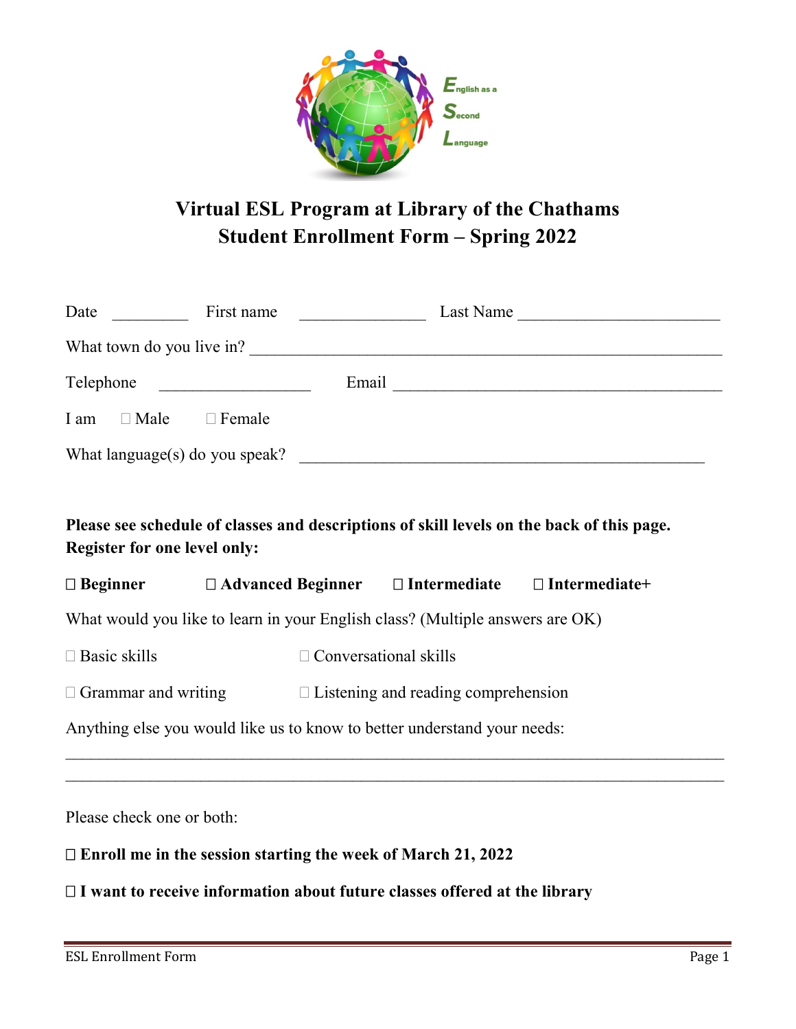# Virtual ESL Program at Library of the Chathams
# Student Enrollment Form – Spring 2022

Date __________ First name ________________ Last Name __________________________

What town do you live in? ____________________________________________________________

Telephone ___________________ Email __________________________________________

I am ☐ Male ☐ Female

What language(s) do you speak? ____________________________________________________

**Please see schedule of classes and descriptions of skill levels on the back of this page. Register for one level only:**

**☐ Beginner ☐ Advanced Beginner ☐ Intermediate ☐ Intermediate+**

What would you like to learn in your English class? (Multiple answers are OK)

☐ Basic skills ☐ Conversational skills

☐ Grammar and writing ☐ Listening and reading comprehension

Anything else you would like us to know to better understand your needs:

______________________________________________________________________________

______________________________________________________________________________

Please check one or both:

**☐ Enroll me in the session starting the week of March 21, 2022**

**☐ I want to receive information about future classes offered at the library**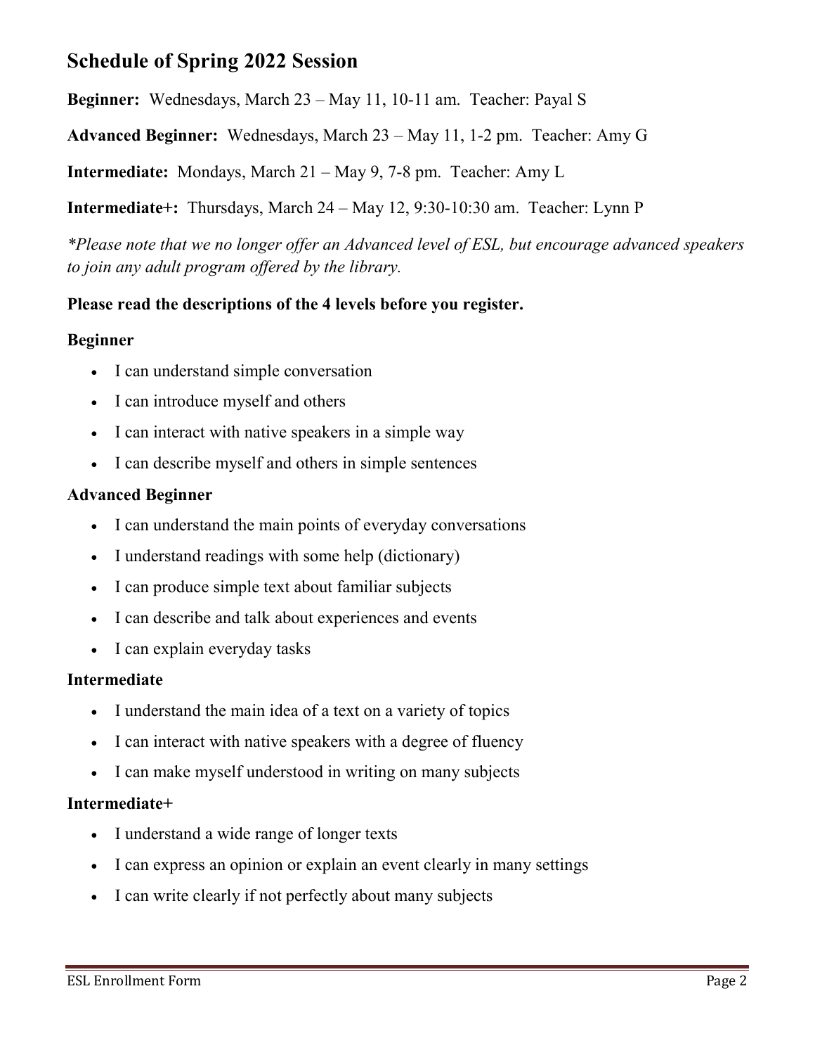## Schedule of Spring 2022 Session

**Beginner:** Wednesdays, March 23 – May 11, 10-11 am. Teacher: Payal S

**Advanced Beginner:** Wednesdays, March 23 – May 11, 1-2 pm. Teacher: Amy G

**Intermediate:** Mondays, March 21 – May 9, 7-8 pm. Teacher: Amy L

**Intermediate+:** Thursdays, March 24 – May 12, 9:30-10:30 am. Teacher: Lynn P

*\*Please note that we no longer offer an Advanced level of ESL, but encourage advanced speakers to join any adult program offered by the library.*

**Please read the descriptions of the 4 levels before you register.**

**Beginner**

- I can understand simple conversation
- I can introduce myself and others
- I can interact with native speakers in a simple way
- I can describe myself and others in simple sentences

**Advanced Beginner**

- I can understand the main points of everyday conversations
- I understand readings with some help (dictionary)
- I can produce simple text about familiar subjects
- I can describe and talk about experiences and events
- I can explain everyday tasks

**Intermediate**

- I understand the main idea of a text on a variety of topics
- I can interact with native speakers with a degree of fluency
- I can make myself understood in writing on many subjects

**Intermediate+**

- I understand a wide range of longer texts
- I can express an opinion or explain an event clearly in many settings
- I can write clearly if not perfectly about many subjects